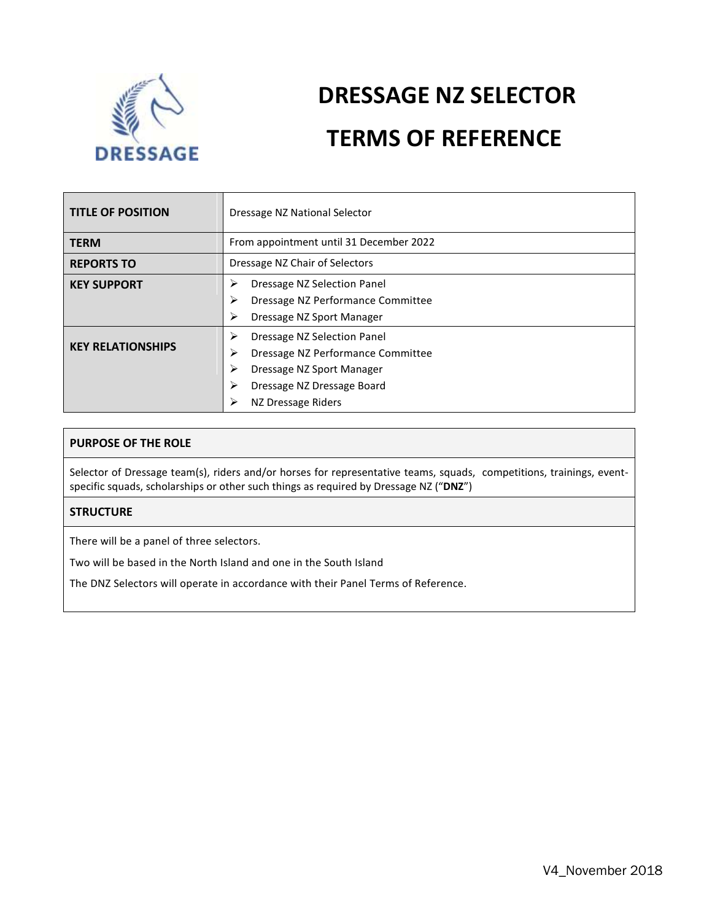# DRESSAGE NZ SELECTOR

# TERMS OF REFERENCE

| | |
|---|---|
| **TITLE OF POSITION** | Dressage NZ National Selector |
| **TERM** | From appointment until 31 December 2022 |
| **REPORTS TO** | Dressage NZ Chair of Selectors |
| **KEY SUPPORT** | ➢ Dressage NZ Selection Panel<br>➢ Dressage NZ Performance Committee<br>➢ Dressage NZ Sport Manager |
| **KEY RELATIONSHIPS** | ➢ Dressage NZ Selection Panel<br>➢ Dressage NZ Performance Committee<br>➢ Dressage NZ Sport Manager<br>➢ Dressage NZ Dressage Board<br>➢ NZ Dressage Riders |

**PURPOSE OF THE ROLE**

Selector of Dressage team(s), riders and/or horses for representative teams, squads, competitions, trainings, event-specific squads, scholarships or other such things as required by Dressage NZ ("**DNZ**")

**STRUCTURE**

There will be a panel of three selectors.

Two will be based in the North Island and one in the South Island

The DNZ Selectors will operate in accordance with their Panel Terms of Reference.

V4_November 2018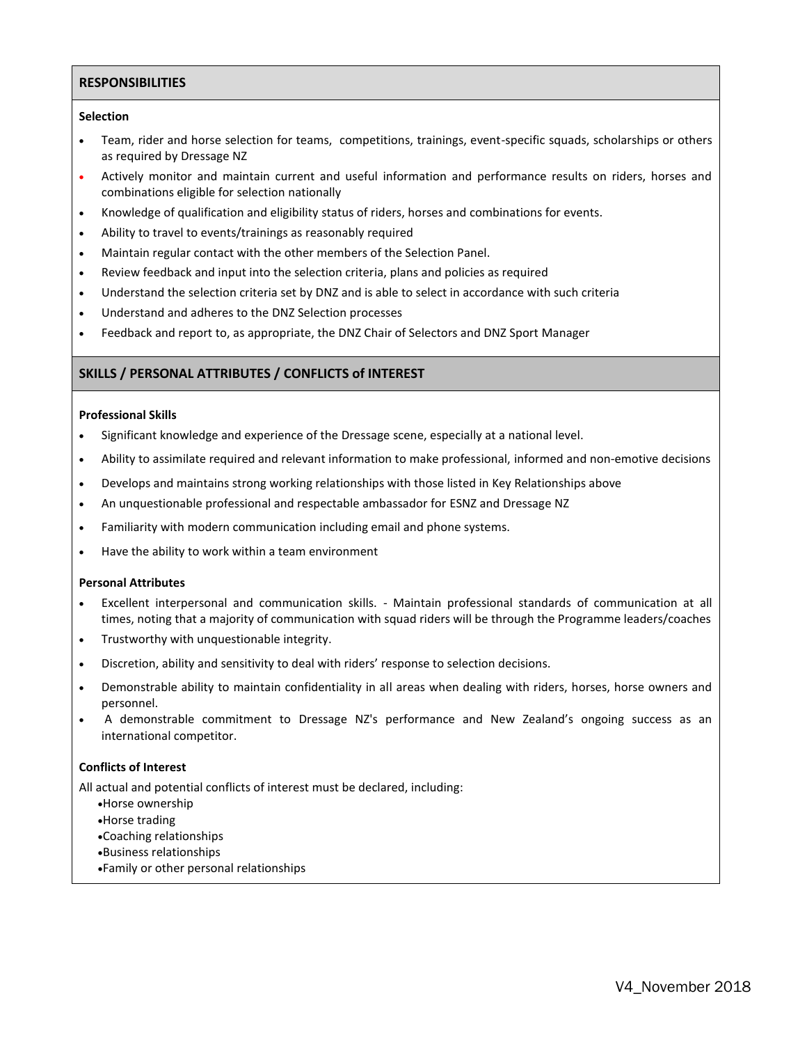## RESPONSIBILITIES

**Selection**

- Team, rider and horse selection for teams, competitions, trainings, event-specific squads, scholarships or others as required by Dressage NZ
- Actively monitor and maintain current and useful information and performance results on riders, horses and combinations eligible for selection nationally
- Knowledge of qualification and eligibility status of riders, horses and combinations for events.
- Ability to travel to events/trainings as reasonably required
- Maintain regular contact with the other members of the Selection Panel.
- Review feedback and input into the selection criteria, plans and policies as required
- Understand the selection criteria set by DNZ and is able to select in accordance with such criteria
- Understand and adheres to the DNZ Selection processes
- Feedback and report to, as appropriate, the DNZ Chair of Selectors and DNZ Sport Manager

## SKILLS / PERSONAL ATTRIBUTES / CONFLICTS of INTEREST

**Professional Skills**

- Significant knowledge and experience of the Dressage scene, especially at a national level.
- Ability to assimilate required and relevant information to make professional, informed and non-emotive decisions
- Develops and maintains strong working relationships with those listed in Key Relationships above
- An unquestionable professional and respectable ambassador for ESNZ and Dressage NZ
- Familiarity with modern communication including email and phone systems.
- Have the ability to work within a team environment

**Personal Attributes**

- Excellent interpersonal and communication skills. - Maintain professional standards of communication at all times, noting that a majority of communication with squad riders will be through the Programme leaders/coaches
- Trustworthy with unquestionable integrity.
- Discretion, ability and sensitivity to deal with riders' response to selection decisions.
- Demonstrable ability to maintain confidentiality in all areas when dealing with riders, horses, horse owners and personnel.
- A demonstrable commitment to Dressage NZ's performance and New Zealand's ongoing success as an international competitor.

**Conflicts of Interest**

All actual and potential conflicts of interest must be declared, including:

- Horse ownership
- Horse trading
- Coaching relationships
- Business relationships
- Family or other personal relationships

V4_November 2018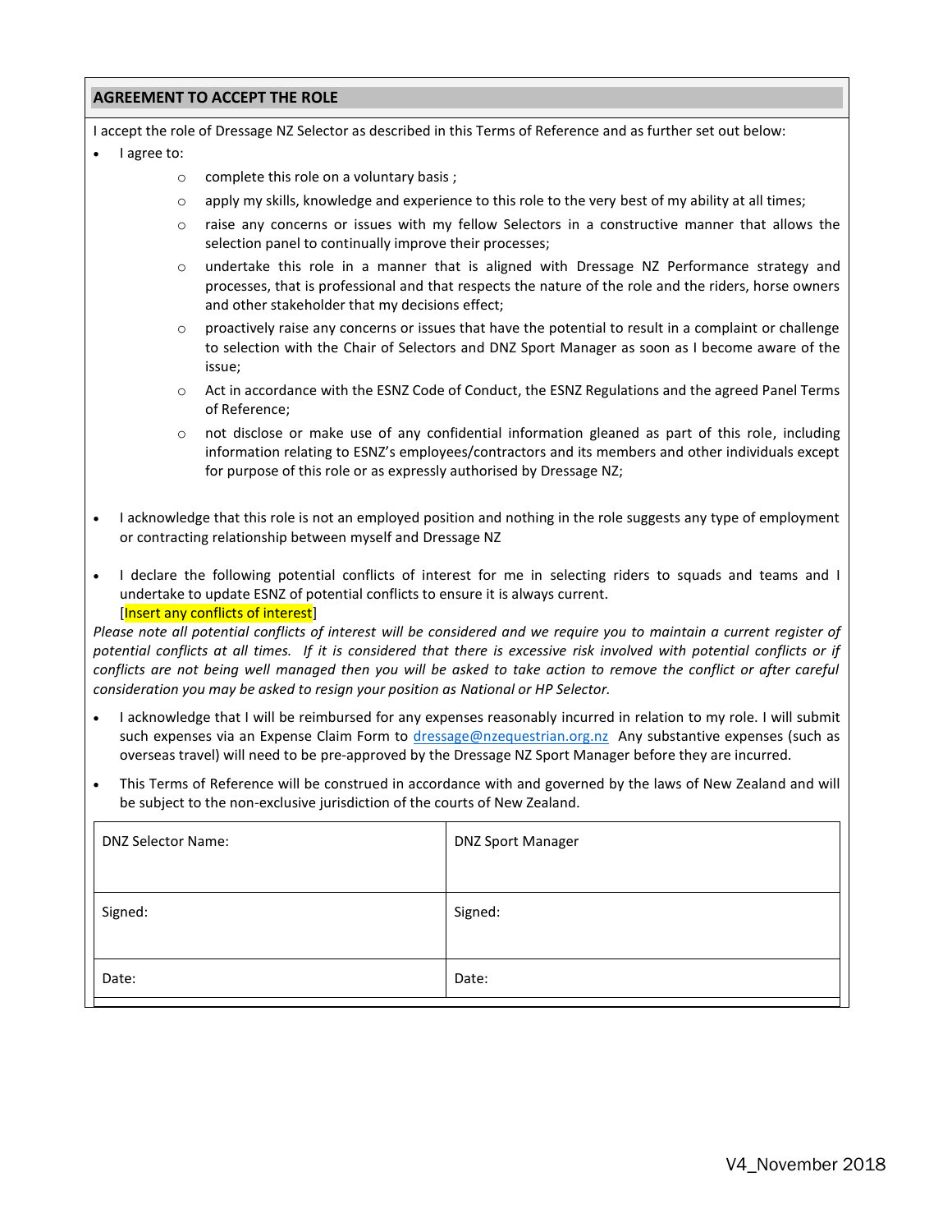## AGREEMENT TO ACCEPT THE ROLE

I accept the role of Dressage NZ Selector as described in this Terms of Reference and as further set out below:

- I agree to:
  - complete this role on a voluntary basis ;
  - apply my skills, knowledge and experience to this role to the very best of my ability at all times;
  - raise any concerns or issues with my fellow Selectors in a constructive manner that allows the selection panel to continually improve their processes;
  - undertake this role in a manner that is aligned with Dressage NZ Performance strategy and processes, that is professional and that respects the nature of the role and the riders, horse owners and other stakeholder that my decisions effect;
  - proactively raise any concerns or issues that have the potential to result in a complaint or challenge to selection with the Chair of Selectors and DNZ Sport Manager as soon as I become aware of the issue;
  - Act in accordance with the ESNZ Code of Conduct, the ESNZ Regulations and the agreed Panel Terms of Reference;
  - not disclose or make use of any confidential information gleaned as part of this role, including information relating to ESNZ's employees/contractors and its members and other individuals except for purpose of this role or as expressly authorised by Dressage NZ;

- I acknowledge that this role is not an employed position and nothing in the role suggests any type of employment or contracting relationship between myself and Dressage NZ

- I declare the following potential conflicts of interest for me in selecting riders to squads and teams and I undertake to update ESNZ of potential conflicts to ensure it is always current.
  [Insert any conflicts of interest]

*Please note all potential conflicts of interest will be considered and we require you to maintain a current register of potential conflicts at all times. If it is considered that there is excessive risk involved with potential conflicts or if conflicts are not being well managed then you will be asked to take action to remove the conflict or after careful consideration you may be asked to resign your position as National or HP Selector.*

- I acknowledge that I will be reimbursed for any expenses reasonably incurred in relation to my role. I will submit such expenses via an Expense Claim Form to dressage@nzequestrian.org.nz Any substantive expenses (such as overseas travel) will need to be pre-approved by the Dressage NZ Sport Manager before they are incurred.

- This Terms of Reference will be construed in accordance with and governed by the laws of New Zealand and will be subject to the non-exclusive jurisdiction of the courts of New Zealand.

| | |
|---|---|
| DNZ Selector Name: | DNZ Sport Manager |
| Signed: | Signed: |
| Date: | Date: |

V4_November 2018